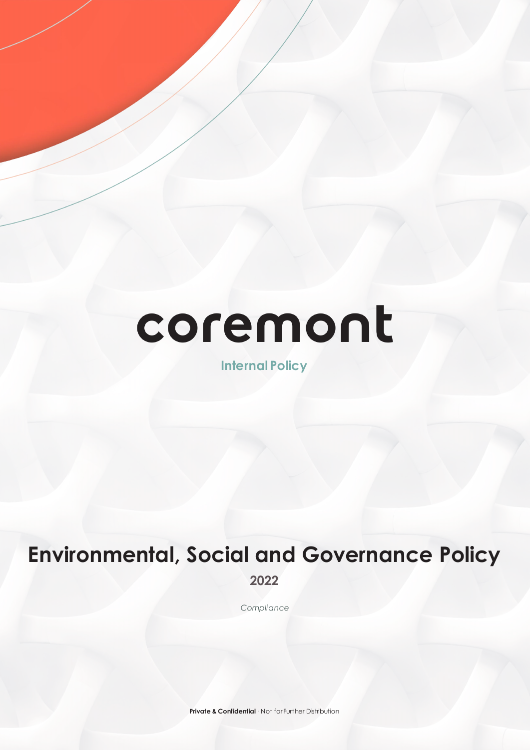# coremont

**Internal Policy**

# Environmental, Social and Governance Policy

**2022**

*Compliance*

**Private & Confidential** · Not for Further Distribution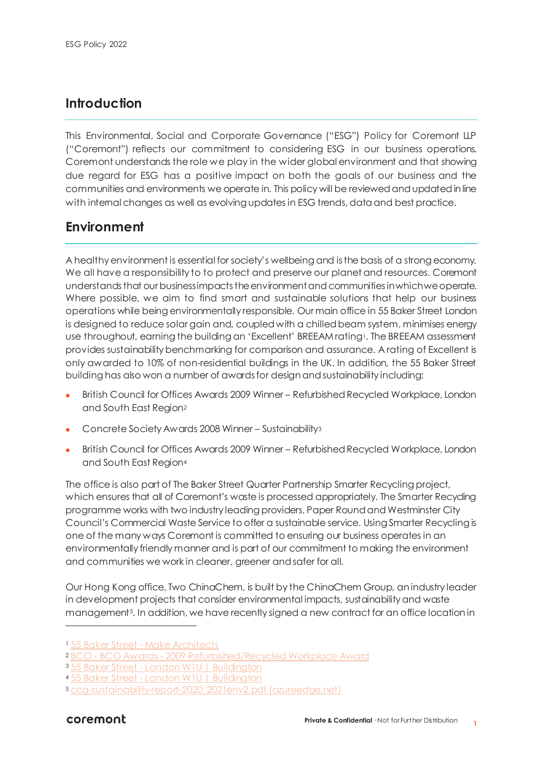## Introduction

This Environmental, Social and Corporate Governance ("ESG") Policy for Coremont LLP ("Coremont") reflects our commitment to considering ESG in our business operations. Coremont understands the role we play in the wider global environment and that showing due regard for ESG has a positive impact on both the goals of our business and the communities and environments we operate in. This policy will be reviewed and updated in line with internal changes as well as evolving updates in ESG trends, data and best practice.

## Environment

A healthy environment is essential for society's wellbeing and is the basis of a strong economy. We all have a responsibility to to protect and preserve our planet and resources. Coremont understands that our business impacts the environment and communities in which we operate. Where possible, we aim to find smart and sustainable solutions that help our business operations while being environmentally responsible. Our main office in 55 Baker Street London is designed to reduce solar gain and, coupled with a chilled beam system, minimises energy use throughout, earning the building an 'Excellent' BREEAM rating[1]. The BREEAM assessment provides sustainability benchmarking for comparison and assurance. A rating of Excellent is only awarded to 10% of non-residential buildings in the UK. In addition, the 55 Baker Street building has also won a number of awards for design and sustainability including:

- British Council for Offices Awards 2009 Winner – Refurbished Recycled Workplace, London and South East Region[2]
- Concrete Society Awards 2008 Winner – Sustainability[3]
- British Council for Offices Awards 2009 Winner – Refurbished Recycled Workplace, London and South East Region[4]

The office is also part of The Baker Street Quarter Partnership Smarter Recycling project, which ensures that all of Coremont's waste is processed appropriately. The Smarter Recycling programme works with two industry leading providers, Paper Round and Westminster City Council's Commercial Waste Service to offer a sustainable service. Using Smarter Recycling is one of the many ways Coremont is committed to ensuring our business operates in an environmentally friendly manner and is part of our commitment to making the environment and communities we work in cleaner, greener and safer for all.

Our Hong Kong office, Two ChinaChem, is built by the ChinaChem Group, an industry leader in development projects that consider environmental impacts, sustainability and waste management[5]. In addition, we have recently signed a new contract for an office location in

---

[1] 55 Baker Street - Make Architects
[2] BCO - BCO Awards - 2009 Refurbished/Recycled Workplace Award
[3] 55 Baker Street - London W1U | Buildington
[4] 55 Baker Street - London W1U | Buildington
[5] ccg-sustainability-report-2020_2021env2.pdf (azureedge.net)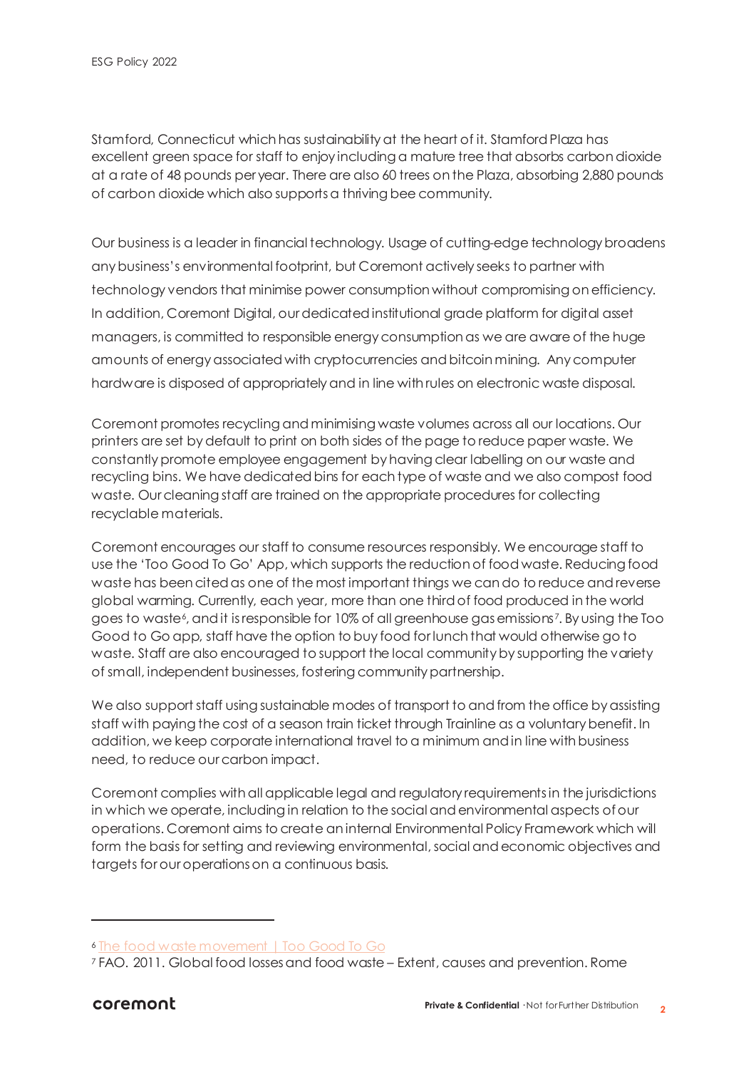Stamford, Connecticut which has sustainability at the heart of it. Stamford Plaza has excellent green space for staff to enjoy including a mature tree that absorbs carbon dioxide at a rate of 48 pounds per year. There are also 60 trees on the Plaza, absorbing 2,880 pounds of carbon dioxide which also supports a thriving bee community.

Our business is a leader in financial technology. Usage of cutting-edge technology broadens any business's environmental footprint, but Coremont actively seeks to partner with technology vendors that minimise power consumption without compromising on efficiency. In addition, Coremont Digital, our dedicated institutional grade platform for digital asset managers, is committed to responsible energy consumption as we are aware of the huge amounts of energy associated with cryptocurrencies and bitcoin mining. Any computer hardware is disposed of appropriately and in line with rules on electronic waste disposal.

Coremont promotes recycling and minimising waste volumes across all our locations. Our printers are set by default to print on both sides of the page to reduce paper waste. We constantly promote employee engagement by having clear labelling on our waste and recycling bins. We have dedicated bins for each type of waste and we also compost food waste. Our cleaning staff are trained on the appropriate procedures for collecting recyclable materials.

Coremont encourages our staff to consume resources responsibly. We encourage staff to use the 'Too Good To Go' App, which supports the reduction of food waste. Reducing food waste has been cited as one of the most important things we can do to reduce and reverse global warming. Currently, each year, more than one third of food produced in the world goes to waste[6], and it is responsible for 10% of all greenhouse gas emissions[7]. By using the Too Good to Go app, staff have the option to buy food for lunch that would otherwise go to waste. Staff are also encouraged to support the local community by supporting the variety of small, independent businesses, fostering community partnership.

We also support staff using sustainable modes of transport to and from the office by assisting staff with paying the cost of a season train ticket through Trainline as a voluntary benefit. In addition, we keep corporate international travel to a minimum and in line with business need, to reduce our carbon impact.

Coremont complies with all applicable legal and regulatory requirements in the jurisdictions in which we operate, including in relation to the social and environmental aspects of our operations. Coremont aims to create an internal Environmental Policy Framework which will form the basis for setting and reviewing environmental, social and economic objectives and targets for our operations on a continuous basis.

---

[6] The food waste movement | Too Good To Go

[7] FAO. 2011. Global food losses and food waste – Extent, causes and prevention. Rome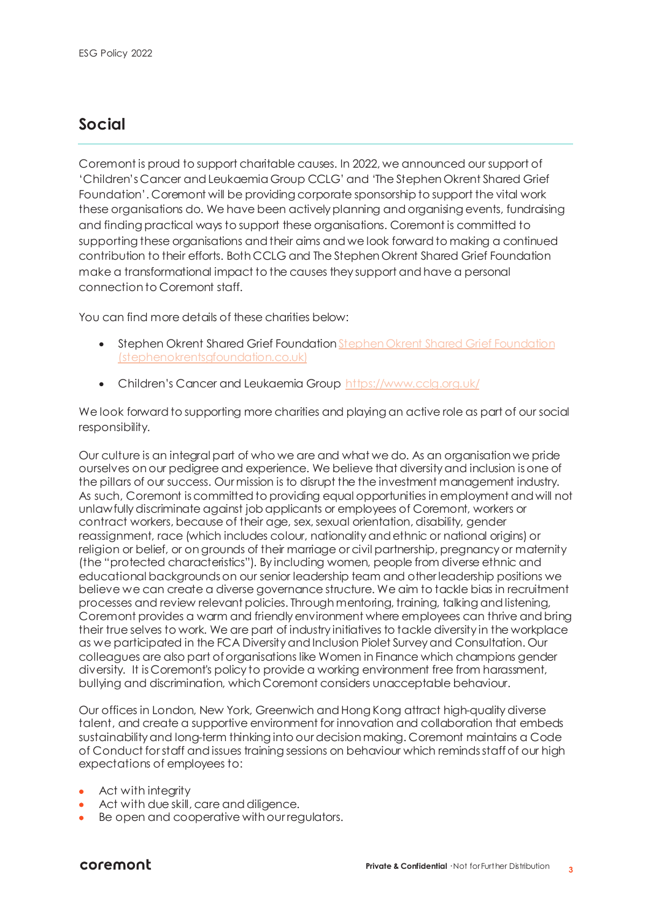## Social

Coremont is proud to support charitable causes. In 2022, we announced our support of 'Children's Cancer and Leukaemia Group CCLG' and 'The Stephen Okrent Shared Grief Foundation'. Coremont will be providing corporate sponsorship to support the vital work these organisations do. We have been actively planning and organising events, fundraising and finding practical ways to support these organisations. Coremont is committed to supporting these organisations and their aims and we look forward to making a continued contribution to their efforts. Both CCLG and The Stephen Okrent Shared Grief Foundation make a transformational impact to the causes they support and have a personal connection to Coremont staff.

You can find more details of these charities below:

- Stephen Okrent Shared Grief Foundation [Stephen Okrent Shared Grief Foundation (stephenokrentsgfoundation.co.uk)](stephenokrentsgfoundation.co.uk)
- Children's Cancer and Leukaemia Group [https://www.cclg.org.uk/](https://www.cclg.org.uk/)

We look forward to supporting more charities and playing an active role as part of our social responsibility.

Our culture is an integral part of who we are and what we do. As an organisation we pride ourselves on our pedigree and experience. We believe that diversity and inclusion is one of the pillars of our success. Our mission is to disrupt the the investment management industry. As such, Coremont is committed to providing equal opportunities in employment and will not unlawfully discriminate against job applicants or employees of Coremont, workers or contract workers, because of their age, sex, sexual orientation, disability, gender reassignment, race (which includes colour, nationality and ethnic or national origins) or religion or belief, or on grounds of their marriage or civil partnership, pregnancy or maternity (the "protected characteristics"). By including women, people from diverse ethnic and educational backgrounds on our senior leadership team and other leadership positions we believe we can create a diverse governance structure. We aim to tackle bias in recruitment processes and review relevant policies. Through mentoring, training, talking and listening, Coremont provides a warm and friendly environment where employees can thrive and bring their true selves to work. We are part of industry initiatives to tackle diversity in the workplace as we participated in the FCA Diversity and Inclusion Piolet Survey and Consultation. Our colleagues are also part of organisations like Women in Finance which champions gender diversity. It is Coremont's policy to provide a working environment free from harassment, bullying and discrimination, which Coremont considers unacceptable behaviour.

Our offices in London, New York, Greenwich and Hong Kong attract high-quality diverse talent, and create a supportive environment for innovation and collaboration that embeds sustainability and long-term thinking into our decision making. Coremont maintains a Code of Conduct for staff and issues training sessions on behaviour which reminds staff of our high expectations of employees to:

- Act with integrity
- Act with due skill, care and diligence.
- Be open and cooperative with our regulators.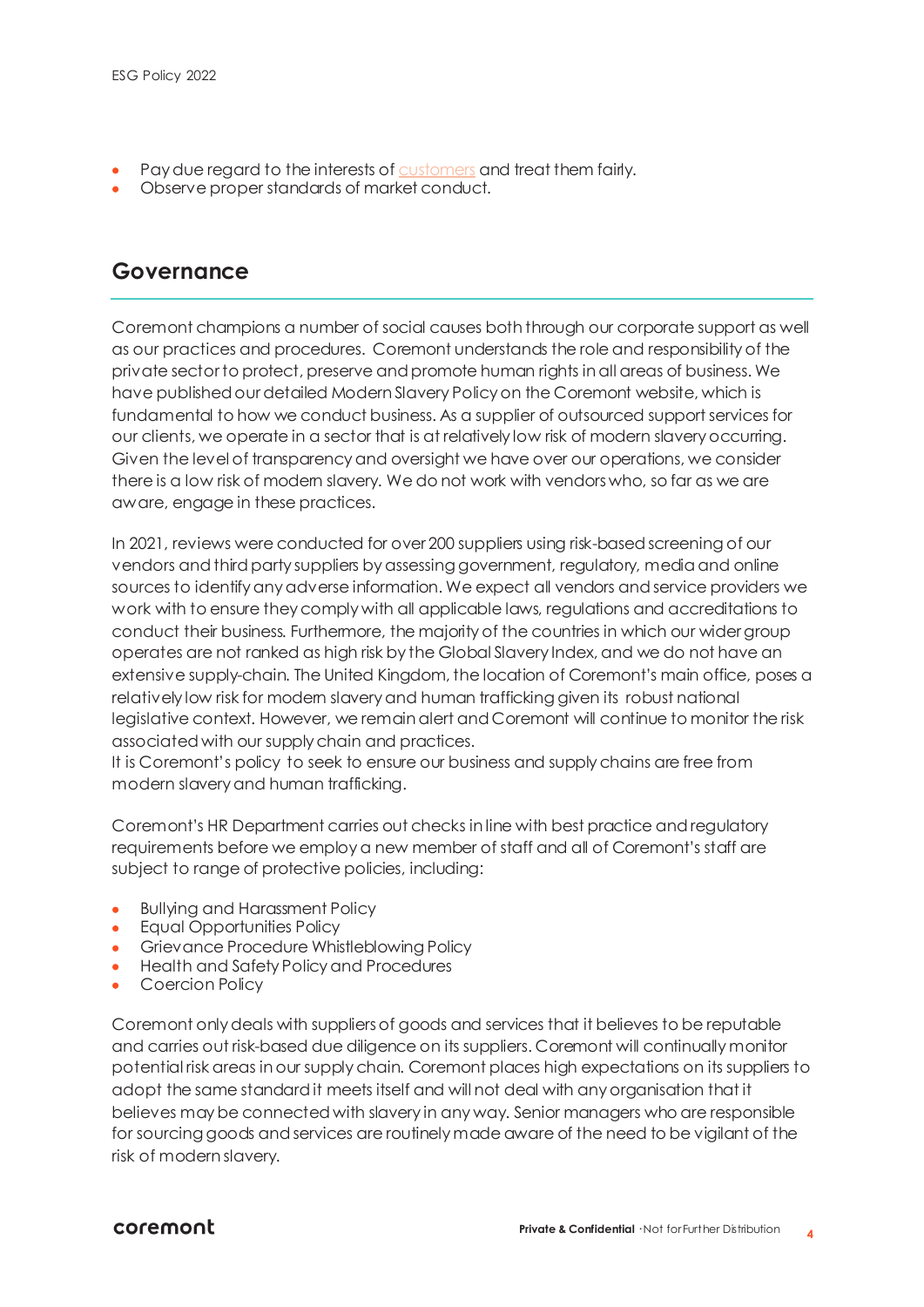- Pay due regard to the interests of customers and treat them fairly.
- Observe proper standards of market conduct.

## Governance

Coremont champions a number of social causes both through our corporate support as well as our practices and procedures. Coremont understands the role and responsibility of the private sector to protect, preserve and promote human rights in all areas of business. We have published our detailed Modern Slavery Policy on the Coremont website, which is fundamental to how we conduct business. As a supplier of outsourced support services for our clients, we operate in a sector that is at relatively low risk of modern slavery occurring. Given the level of transparency and oversight we have over our operations, we consider there is a low risk of modern slavery. We do not work with vendors who, so far as we are aware, engage in these practices.

In 2021, reviews were conducted for over 200 suppliers using risk-based screening of our vendors and third party suppliers by assessing government, regulatory, media and online sources to identify any adverse information. We expect all vendors and service providers we work with to ensure they comply with all applicable laws, regulations and accreditations to conduct their business. Furthermore, the majority of the countries in which our wider group operates are not ranked as high risk by the Global Slavery Index, and we do not have an extensive supply-chain. The United Kingdom, the location of Coremont's main office, poses a relatively low risk for modern slavery and human trafficking given its robust national legislative context. However, we remain alert and Coremont will continue to monitor the risk associated with our supply chain and practices.
It is Coremont's policy to seek to ensure our business and supply chains are free from modern slavery and human trafficking.

Coremont's HR Department carries out checks in line with best practice and regulatory requirements before we employ a new member of staff and all of Coremont's staff are subject to range of protective policies, including:

- Bullying and Harassment Policy
- Equal Opportunities Policy
- Grievance Procedure Whistleblowing Policy
- Health and Safety Policy and Procedures
- Coercion Policy

Coremont only deals with suppliers of goods and services that it believes to be reputable and carries out risk-based due diligence on its suppliers. Coremont will continually monitor potential risk areas in our supply chain. Coremont places high expectations on its suppliers to adopt the same standard it meets itself and will not deal with any organisation that it believes may be connected with slavery in any way. Senior managers who are responsible for sourcing goods and services are routinely made aware of the need to be vigilant of the risk of modern slavery.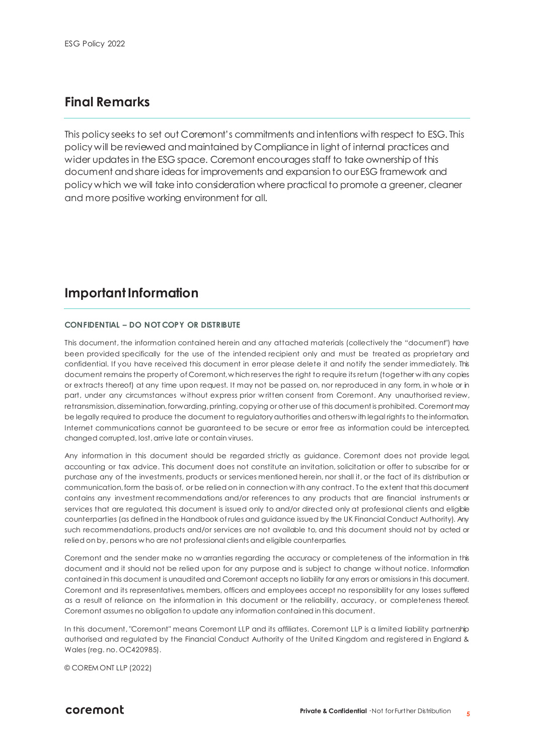## Final Remarks

This policy seeks to set out Coremont's commitments and intentions with respect to ESG. This policy will be reviewed and maintained by Compliance in light of internal practices and wider updates in the ESG space. Coremont encourages staff to take ownership of this document and share ideas for improvements and expansion to our ESG framework and policy which we will take into consideration where practical to promote a greener, cleaner and more positive working environment for all.

## Important Information

**CONFIDENTIAL – DO NOT COPY OR DISTRIBUTE**

This document, the information contained herein and any attached materials (collectively the "document") have been provided specifically for the use of the intended recipient only and must be treated as proprietary and confidential. If you have received this document in error please delete it and notify the sender immediately. This document remains the property of Coremont, which reserves the right to require its return (together with any copies or extracts thereof) at any time upon request. It may not be passed on, nor reproduced in any form, in whole or in part, under any circumstances without express prior written consent from Coremont. Any unauthorised review, retransmission, dissemination, forwarding, printing, copying or other use of this document is prohibited. Coremont may be legally required to produce the document to regulatory authorities and others with legal rights to the information. Internet communications cannot be guaranteed to be secure or error free as information could be intercepted, changed corrupted, lost, arrive late or contain viruses.

Any information in this document should be regarded strictly as guidance. Coremont does not provide legal, accounting or tax advice. This document does not constitute an invitation, solicitation or offer to subscribe for or purchase any of the investments, products or services mentioned herein, nor shall it, or the fact of its distribution or communication, form the basis of, or be relied on in connection with any contract. To the extent that this document contains any investment recommendations and/or references to any products that are financial instruments or services that are regulated, this document is issued only to and/or directed only at professional clients and eligible counterparties (as defined in the Handbook of rules and guidance issued by the UK Financial Conduct Authority). Any such recommendations, products and/or services are not available to, and this document should not by acted or relied on by, persons who are not professional clients and eligible counterparties.

Coremont and the sender make no warranties regarding the accuracy or completeness of the information in this document and it should not be relied upon for any purpose and is subject to change without notice. Information contained in this document is unaudited and Coremont accepts no liability for any errors or omissions in this document. Coremont and its representatives, members, officers and employees accept no responsibility for any losses suffered as a result of reliance on the information in this document or the reliability, accuracy, or completeness thereof. Coremont assumes no obligation to update any information contained in this document.

In this document, "Coremont" means Coremont LLP and its affiliates. Coremont LLP is a limited liability partnership authorised and regulated by the Financial Conduct Authority of the United Kingdom and registered in England & Wales (reg. no. OC420985).

© COREMONT LLP (2022)